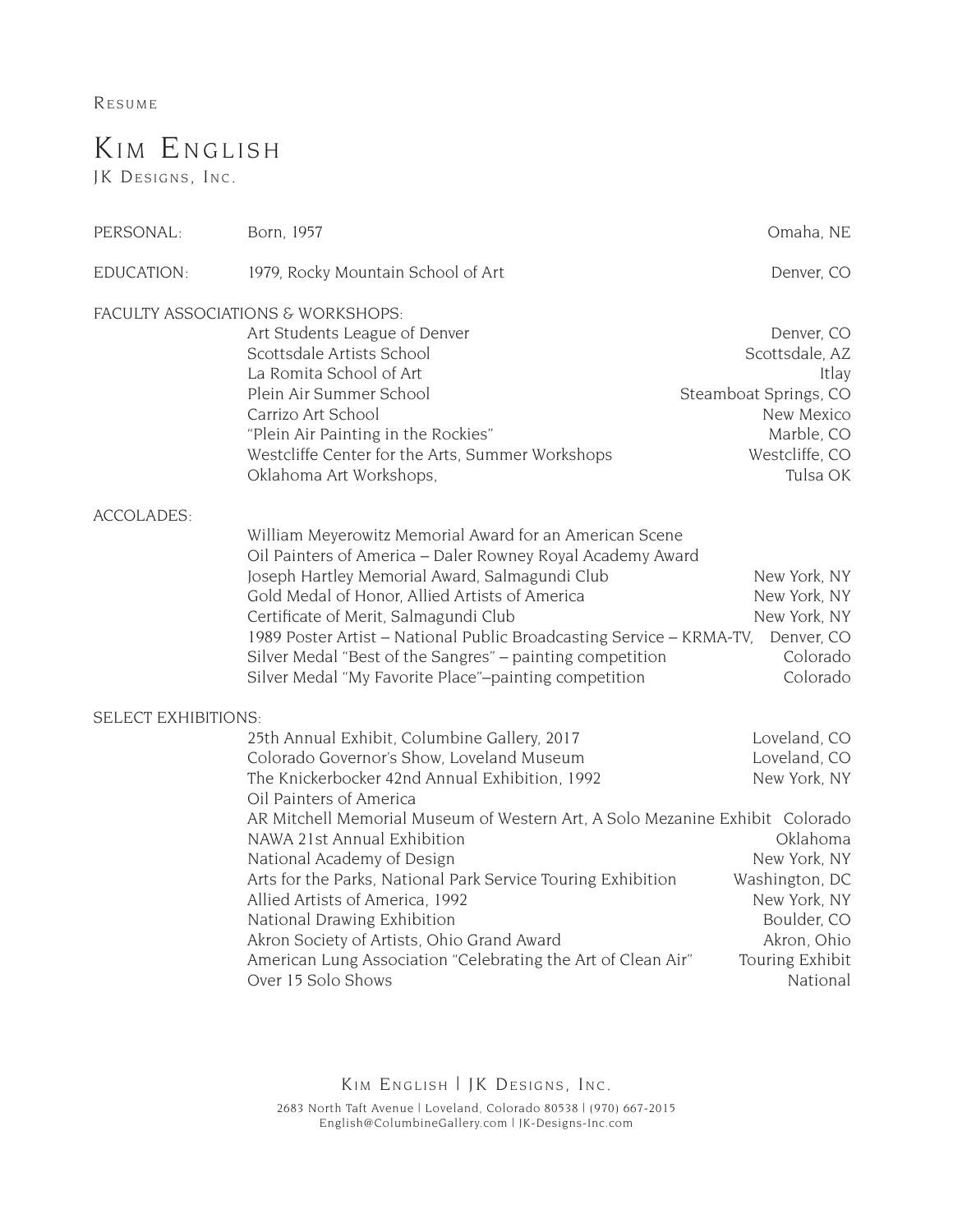Resume

# Kim English

JK Designs, Inc.

| | | |
|---|---|---|
| PERSONAL: | Born, 1957 | Omaha, NE |
| EDUCATION: | 1979, Rocky Mountain School of Art | Denver, CO |

## FACULTY ASSOCIATIONS & WORKSHOPS:

| | |
|---|---|
| Art Students League of Denver | Denver, CO |
| Scottsdale Artists School | Scottsdale, AZ |
| La Romita School of Art | Itlay |
| Plein Air Summer School | Steamboat Springs, CO |
| Carrizo Art School | New Mexico |
| "Plein Air Painting in the Rockies" | Marble, CO |
| Westcliffe Center for the Arts, Summer Workshops | Westcliffe, CO |
| Oklahoma Art Workshops, | Tulsa OK |

## ACCOLADES:

| | |
|---|---|
| William Meyerowitz Memorial Award for an American Scene | |
| Oil Painters of America – Daler Rowney Royal Academy Award | |
| Joseph Hartley Memorial Award, Salmagundi Club | New York, NY |
| Gold Medal of Honor, Allied Artists of America | New York, NY |
| Certificate of Merit, Salmagundi Club | New York, NY |
| 1989 Poster Artist – National Public Broadcasting Service – KRMA-TV, | Denver, CO |
| Silver Medal "Best of the Sangres" – painting competition | Colorado |
| Silver Medal "My Favorite Place"–painting competition | Colorado |

## SELECT EXHIBITIONS:

| | |
|---|---|
| 25th Annual Exhibit, Columbine Gallery, 2017 | Loveland, CO |
| Colorado Governor's Show, Loveland Museum | Loveland, CO |
| The Knickerbocker 42nd Annual Exhibition, 1992 | New York, NY |
| Oil Painters of America | |
| AR Mitchell Memorial Museum of Western Art, A Solo Mezanine Exhibit | Colorado |
| NAWA 21st Annual Exhibition | Oklahoma |
| National Academy of Design | New York, NY |
| Arts for the Parks, National Park Service Touring Exhibition | Washington, DC |
| Allied Artists of America, 1992 | New York, NY |
| National Drawing Exhibition | Boulder, CO |
| Akron Society of Artists, Ohio Grand Award | Akron, Ohio |
| American Lung Association "Celebrating the Art of Clean Air" | Touring Exhibit |
| Over 15 Solo Shows | National |

Kim English | JK Designs, Inc.

2683 North Taft Avenue | Loveland, Colorado 80538 | (970) 667-2015
English@ColumbineGallery.com | JK-Designs-Inc.com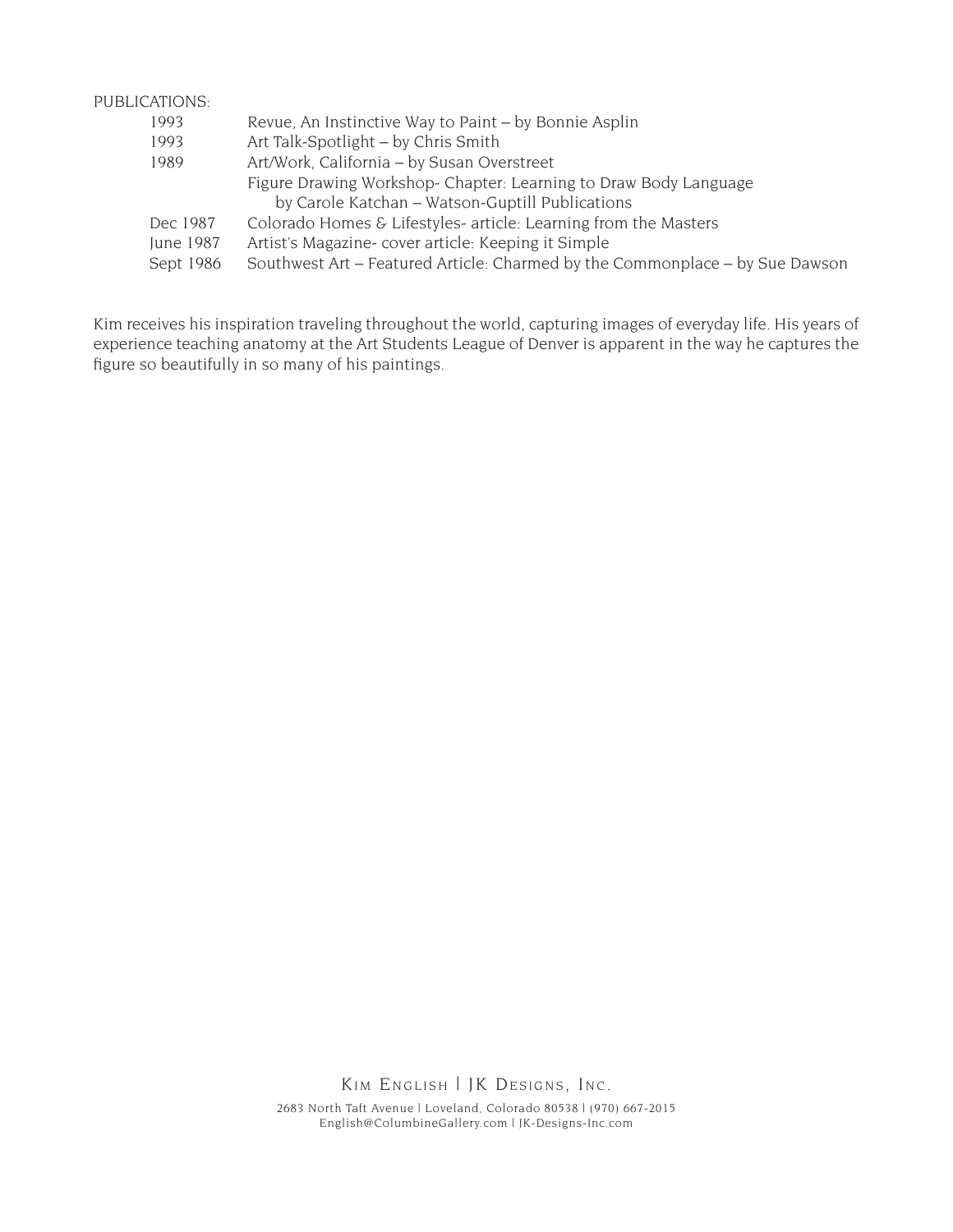PUBLICATIONS:

| | |
|---|---|
| 1993 | Revue, An Instinctive Way to Paint – by Bonnie Asplin |
| 1993 | Art Talk-Spotlight – by Chris Smith |
| 1989 | Art/Work, California – by Susan Overstreet |
| | Figure Drawing Workshop- Chapter: Learning to Draw Body Language by Carole Katchan – Watson-Guptill Publications |
| Dec 1987 | Colorado Homes & Lifestyles- article: Learning from the Masters |
| June 1987 | Artist's Magazine- cover article: Keeping it Simple |
| Sept 1986 | Southwest Art – Featured Article: Charmed by the Commonplace – by Sue Dawson |

Kim receives his inspiration traveling throughout the world, capturing images of everyday life. His years of experience teaching anatomy at the Art Students League of Denver is apparent in the way he captures the figure so beautifully in so many of his paintings.

Kim English | JK Designs, Inc.

2683 North Taft Avenue | Loveland, Colorado 80538 | (970) 667-2015
English@ColumbineGallery.com | JK-Designs-Inc.com